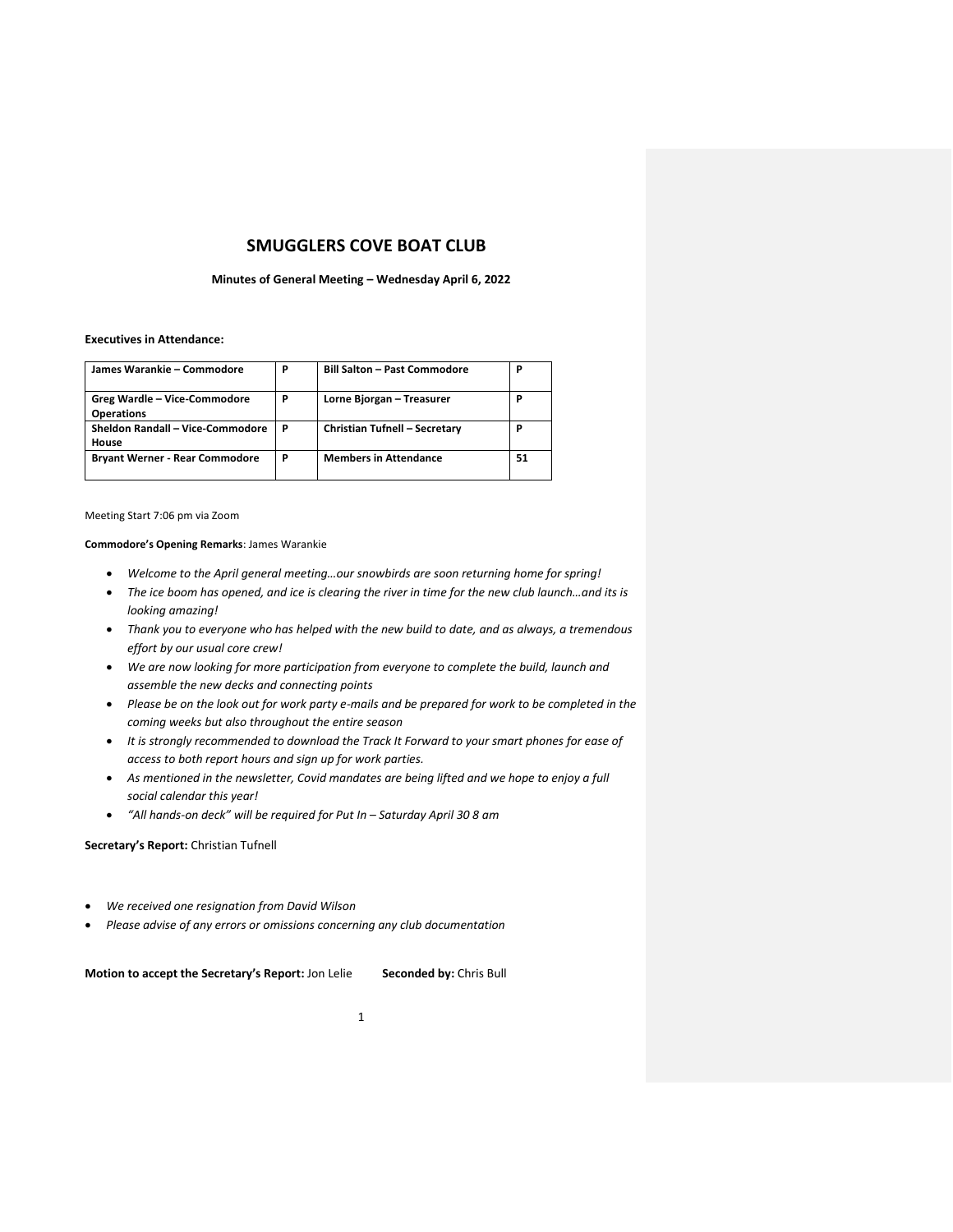# SMUGGLERS COVE BOAT CLUB

**Minutes of General Meeting – Wednesday April 6, 2022**

**Executives in Attendance:**

| | | | |
|---|---|---|---|
| **James Warankie – Commodore** | **P** | **Bill Salton – Past Commodore** | **P** |
| **Greg Wardle – Vice-Commodore Operations** | **P** | **Lorne Bjorgan – Treasurer** | **P** |
| **Sheldon Randall – Vice-Commodore House** | **P** | **Christian Tufnell – Secretary** | **P** |
| **Bryant Werner - Rear Commodore** | **P** | **Members in Attendance** | **51** |

Meeting Start 7:06 pm via Zoom

**Commodore's Opening Remarks**: James Warankie

- *Welcome to the April general meeting…our snowbirds are soon returning home for spring!*
- *The ice boom has opened, and ice is clearing the river in time for the new club launch…and its is looking amazing!*
- *Thank you to everyone who has helped with the new build to date, and as always, a tremendous effort by our usual core crew!*
- *We are now looking for more participation from everyone to complete the build, launch and assemble the new decks and connecting points*
- *Please be on the look out for work party e-mails and be prepared for work to be completed in the coming weeks but also throughout the entire season*
- *It is strongly recommended to download the Track It Forward to your smart phones for ease of access to both report hours and sign up for work parties.*
- *As mentioned in the newsletter, Covid mandates are being lifted and we hope to enjoy a full social calendar this year!*
- *"All hands-on deck" will be required for Put In – Saturday April 30 8 am*

**Secretary's Report:** Christian Tufnell

- *We received one resignation from David Wilson*
- *Please advise of any errors or omissions concerning any club documentation*

**Motion to accept the Secretary's Report:** Jon Lelie **Seconded by:** Chris Bull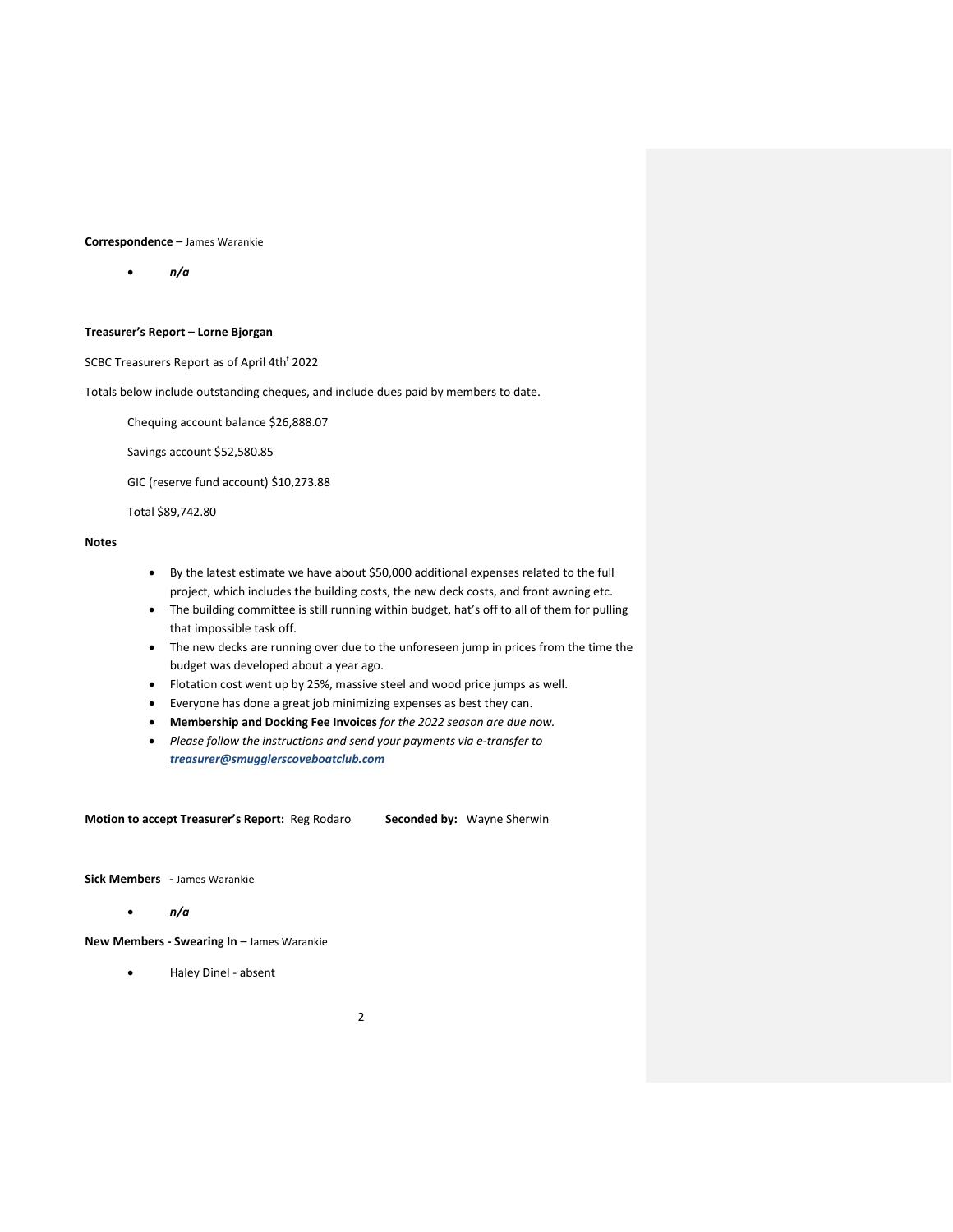**Correspondence** – James Warankie

- *n/a*

**Treasurer's Report – Lorne Bjorgan**

SCBC Treasurers Report as of April 4th[t] 2022

Totals below include outstanding cheques, and include dues paid by members to date.

Chequing account balance $26,888.07

Savings account $52,580.85

GIC (reserve fund account) $10,273.88

Total $89,742.80

**Notes**

- By the latest estimate we have about $50,000 additional expenses related to the full project, which includes the building costs, the new deck costs, and front awning etc.
- The building committee is still running within budget, hat's off to all of them for pulling that impossible task off.
- The new decks are running over due to the unforeseen jump in prices from the time the budget was developed about a year ago.
- Flotation cost went up by 25%, massive steel and wood price jumps as well.
- Everyone has done a great job minimizing expenses as best they can.
- **Membership and Docking Fee Invoices** *for the 2022 season are due now.*
- *Please follow the instructions and send your payments via e-transfer to* ***treasurer@smugglerscoveboatclub.com***

**Motion to accept Treasurer's Report:** Reg Rodaro **Seconded by:** Wayne Sherwin

**Sick Members -** James Warankie

- *n/a*

**New Members - Swearing In** – James Warankie

- Haley Dinel - absent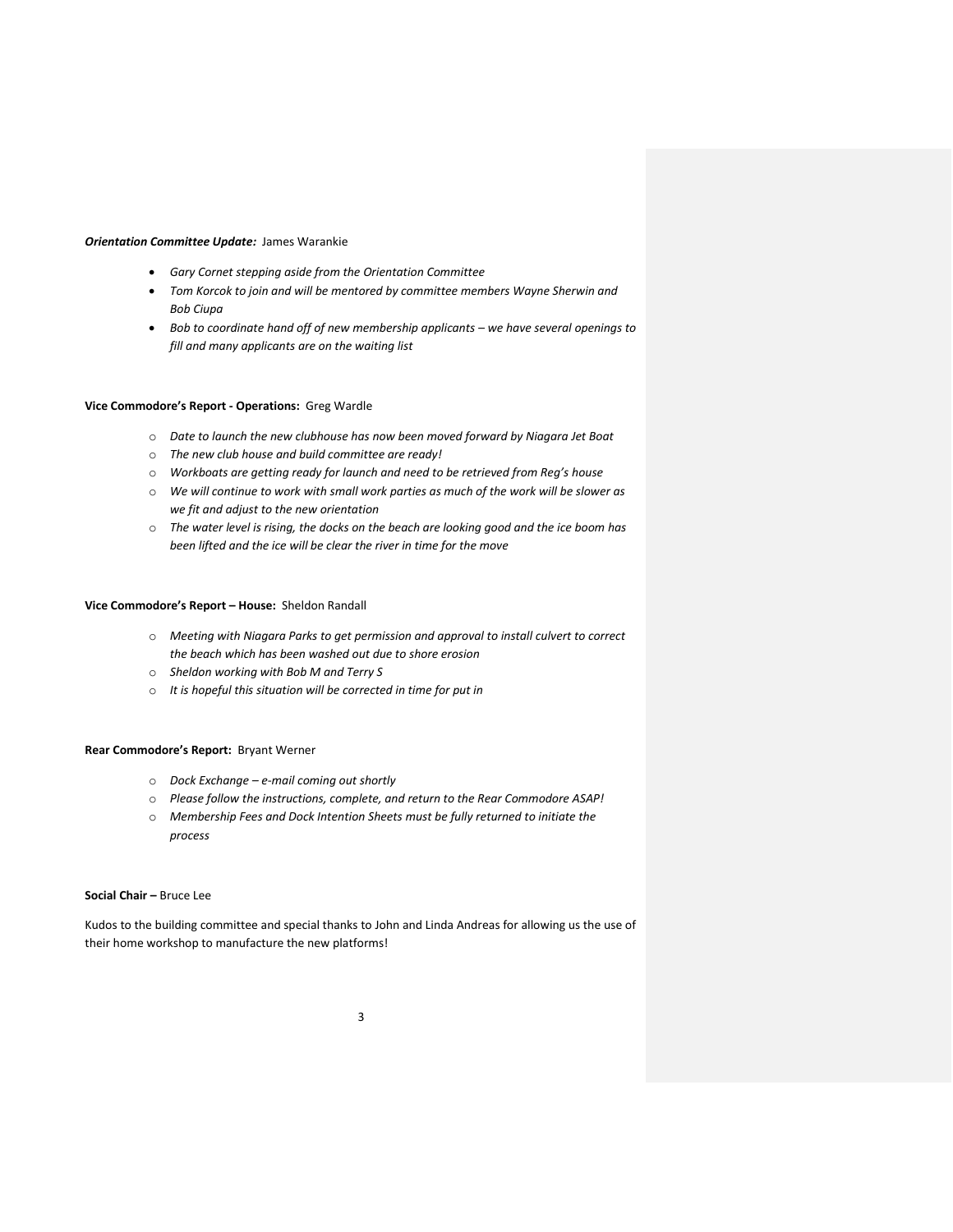***Orientation Committee Update:*** James Warankie

- *Gary Cornet stepping aside from the Orientation Committee*
- *Tom Korcok to join and will be mentored by committee members Wayne Sherwin and Bob Ciupa*
- *Bob to coordinate hand off of new membership applicants – we have several openings to fill and many applicants are on the waiting list*

**Vice Commodore's Report - Operations:** Greg Wardle

- *Date to launch the new clubhouse has now been moved forward by Niagara Jet Boat*
- *The new club house and build committee are ready!*
- *Workboats are getting ready for launch and need to be retrieved from Reg's house*
- *We will continue to work with small work parties as much of the work will be slower as we fit and adjust to the new orientation*
- *The water level is rising, the docks on the beach are looking good and the ice boom has been lifted and the ice will be clear the river in time for the move*

**Vice Commodore's Report – House:** Sheldon Randall

- *Meeting with Niagara Parks to get permission and approval to install culvert to correct the beach which has been washed out due to shore erosion*
- *Sheldon working with Bob M and Terry S*
- *It is hopeful this situation will be corrected in time for put in*

**Rear Commodore's Report:** Bryant Werner

- *Dock Exchange – e-mail coming out shortly*
- *Please follow the instructions, complete, and return to the Rear Commodore ASAP!*
- *Membership Fees and Dock Intention Sheets must be fully returned to initiate the process*

**Social Chair –** Bruce Lee

Kudos to the building committee and special thanks to John and Linda Andreas for allowing us the use of their home workshop to manufacture the new platforms!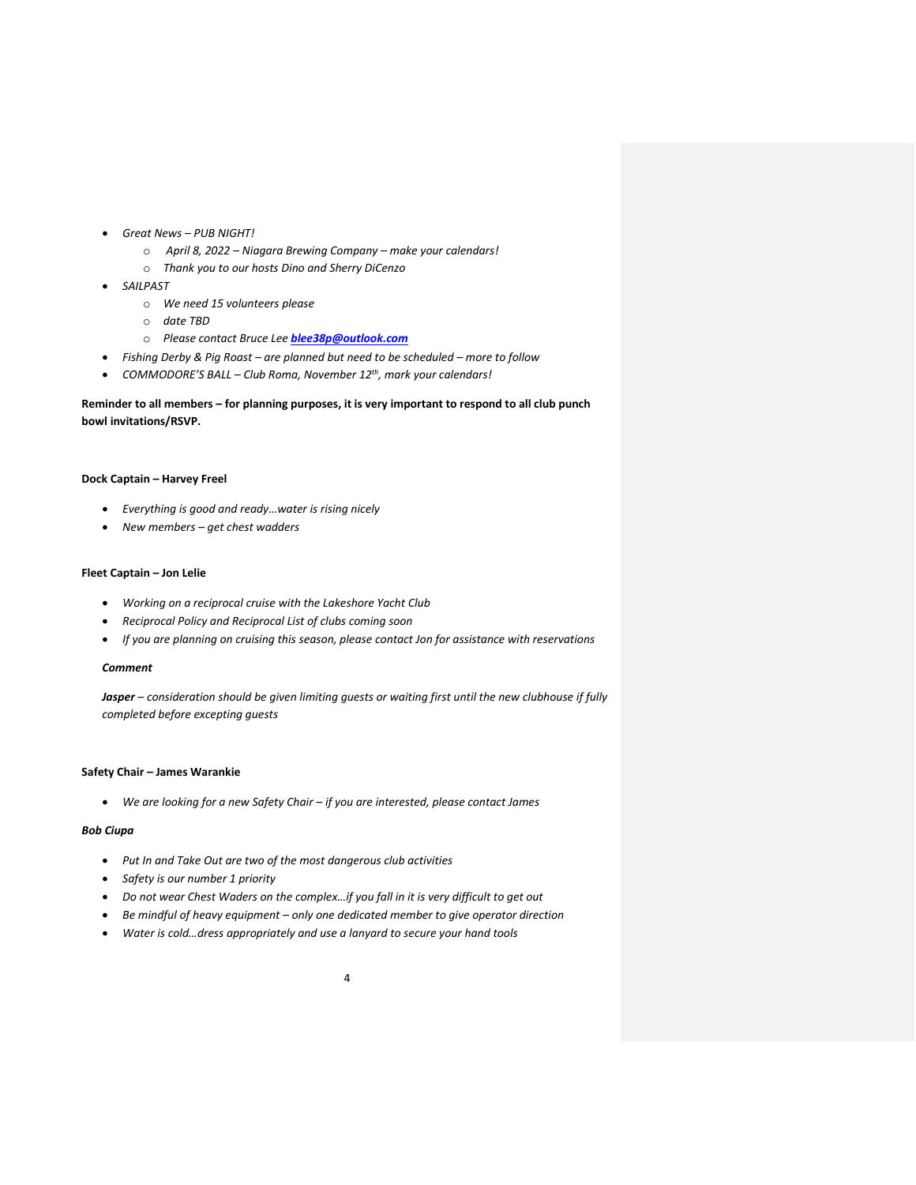- *Great News – PUB NIGHT!*
    - *April 8, 2022 – Niagara Brewing Company – make your calendars!*
    - *Thank you to our hosts Dino and Sherry DiCenzo*
- *SAILPAST*
    - *We need 15 volunteers please*
    - *date TBD*
    - *Please contact Bruce Lee **blee38p@outlook.com***
- *Fishing Derby & Pig Roast – are planned but need to be scheduled – more to follow*
- *COMMODORE'S BALL – Club Roma, November 12th, mark your calendars!*

**Reminder to all members – for planning purposes, it is very important to respond to all club punch bowl invitations/RSVP.**

**Dock Captain – Harvey Freel**

- *Everything is good and ready…water is rising nicely*
- *New members – get chest wadders*

**Fleet Captain – Jon Lelie**

- *Working on a reciprocal cruise with the Lakeshore Yacht Club*
- *Reciprocal Policy and Reciprocal List of clubs coming soon*
- *If you are planning on cruising this season, please contact Jon for assistance with reservations*

***Comment***

***Jasper** – consideration should be given limiting guests or waiting first until the new clubhouse if fully completed before excepting guests*

**Safety Chair – James Warankie**

- *We are looking for a new Safety Chair – if you are interested, please contact James*

***Bob Ciupa***

- *Put In and Take Out are two of the most dangerous club activities*
- *Safety is our number 1 priority*
- *Do not wear Chest Waders on the complex…if you fall in it is very difficult to get out*
- *Be mindful of heavy equipment – only one dedicated member to give operator direction*
- *Water is cold…dress appropriately and use a lanyard to secure your hand tools*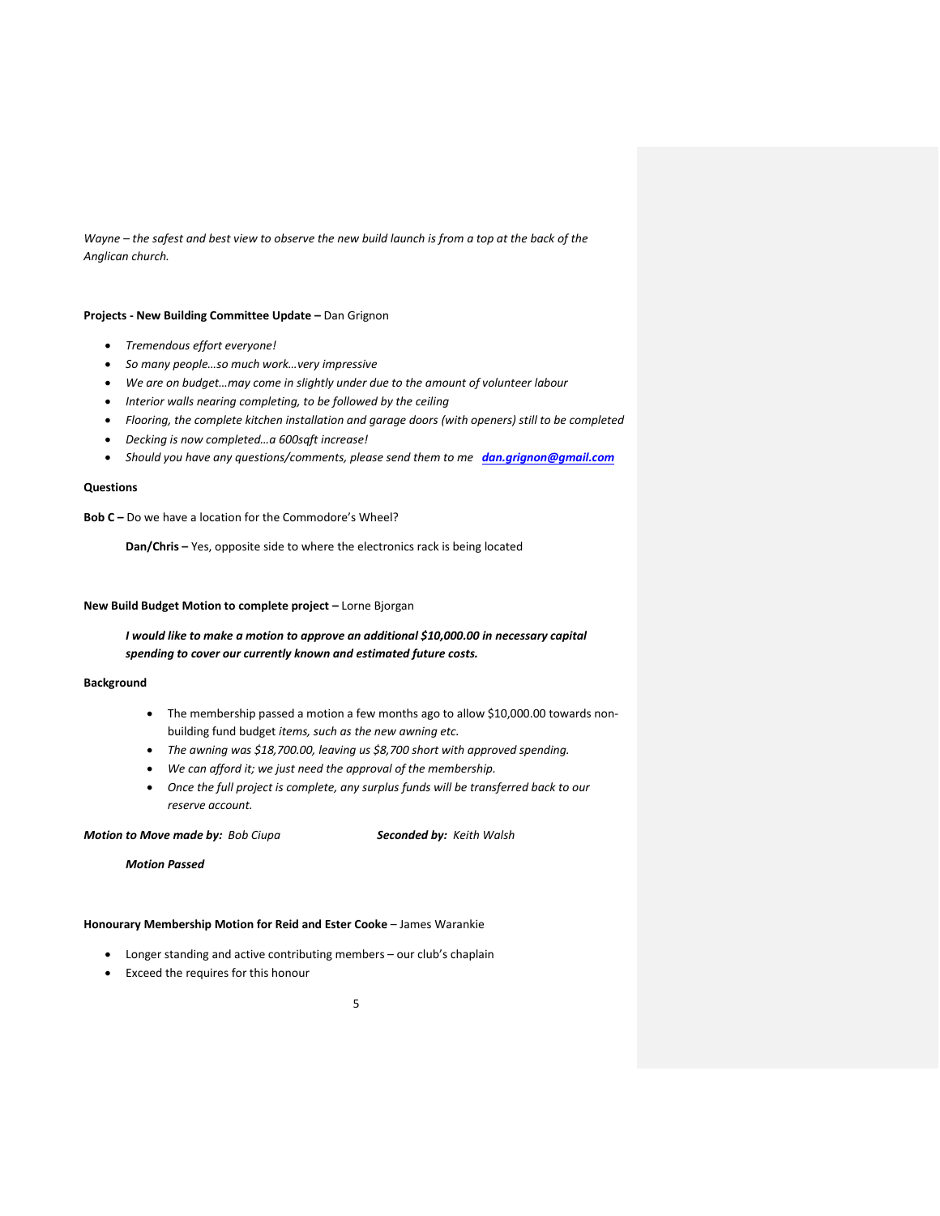*Wayne – the safest and best view to observe the new build launch is from a top at the back of the Anglican church.*

**Projects - New Building Committee Update –** Dan Grignon

- *Tremendous effort everyone!*
- *So many people…so much work…very impressive*
- *We are on budget…may come in slightly under due to the amount of volunteer labour*
- *Interior walls nearing completing, to be followed by the ceiling*
- *Flooring, the complete kitchen installation and garage doors (with openers) still to be completed*
- *Decking is now completed…a 600sqft increase!*
- *Should you have any questions/comments, please send them to me* ***dan.grignon@gmail.com***

**Questions**

**Bob C –** Do we have a location for the Commodore's Wheel?

**Dan/Chris –** Yes, opposite side to where the electronics rack is being located

**New Build Budget Motion to complete project –** Lorne Bjorgan

***I would like to make a motion to approve an additional $10,000.00 in necessary capital spending to cover our currently known and estimated future costs.***

**Background**

- The membership passed a motion a few months ago to allow $10,000.00 towards non-building fund budget *items, such as the new awning etc.*
- *The awning was $18,700.00, leaving us $8,700 short with approved spending.*
- *We can afford it; we just need the approval of the membership.*
- *Once the full project is complete, any surplus funds will be transferred back to our reserve account.*

***Motion to Move made by:*** *Bob Ciupa* ***Seconded by:*** *Keith Walsh*

***Motion Passed***

**Honourary Membership Motion for Reid and Ester Cooke** – James Warankie

- Longer standing and active contributing members – our club's chaplain
- Exceed the requires for this honour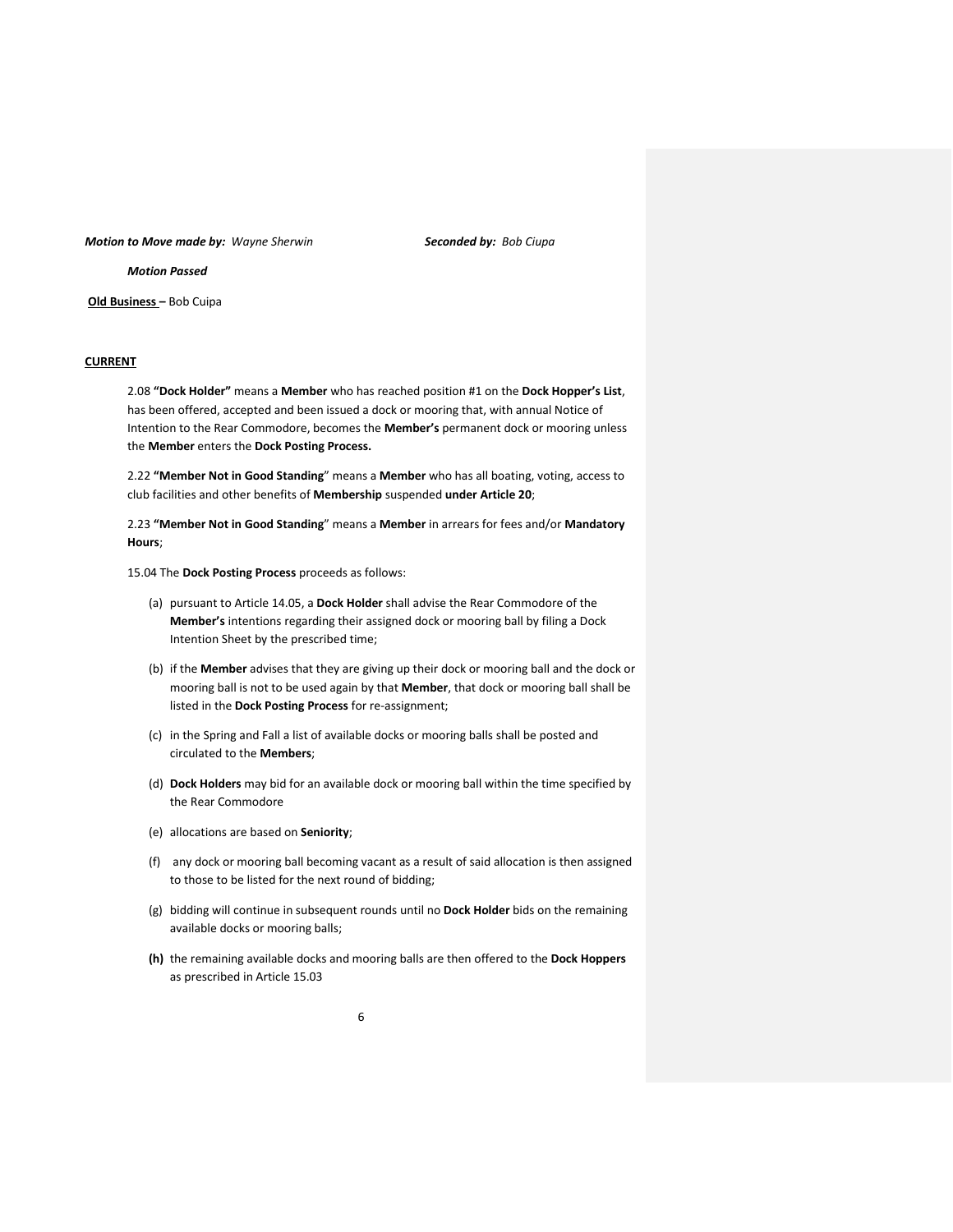***Motion to Move made by:** Wayne Sherwin* ***Seconded by:** Bob Ciupa*

***Motion Passed***

**<u>Old Business</u> –** Bob Cuipa

**<u>CURRENT</u>**

2.08 **"Dock Holder"** means a **Member** who has reached position #1 on the **Dock Hopper's List**, has been offered, accepted and been issued a dock or mooring that, with annual Notice of Intention to the Rear Commodore, becomes the **Member's** permanent dock or mooring unless the **Member** enters the **Dock Posting Process.**

2.22 **"Member Not in Good Standing**" means a **Member** who has all boating, voting, access to club facilities and other benefits of **Membership** suspended **under Article 20**;

2.23 **"Member Not in Good Standing**" means a **Member** in arrears for fees and/or **Mandatory Hours**;

15.04 The **Dock Posting Process** proceeds as follows:

(a) pursuant to Article 14.05, a **Dock Holder** shall advise the Rear Commodore of the **Member's** intentions regarding their assigned dock or mooring ball by filing a Dock Intention Sheet by the prescribed time;

(b) if the **Member** advises that they are giving up their dock or mooring ball and the dock or mooring ball is not to be used again by that **Member**, that dock or mooring ball shall be listed in the **Dock Posting Process** for re-assignment;

(c) in the Spring and Fall a list of available docks or mooring balls shall be posted and circulated to the **Members**;

(d) **Dock Holders** may bid for an available dock or mooring ball within the time specified by the Rear Commodore

(e) allocations are based on **Seniority**;

(f) any dock or mooring ball becoming vacant as a result of said allocation is then assigned to those to be listed for the next round of bidding;

(g) bidding will continue in subsequent rounds until no **Dock Holder** bids on the remaining available docks or mooring balls;

**(h)** the remaining available docks and mooring balls are then offered to the **Dock Hoppers** as prescribed in Article 15.03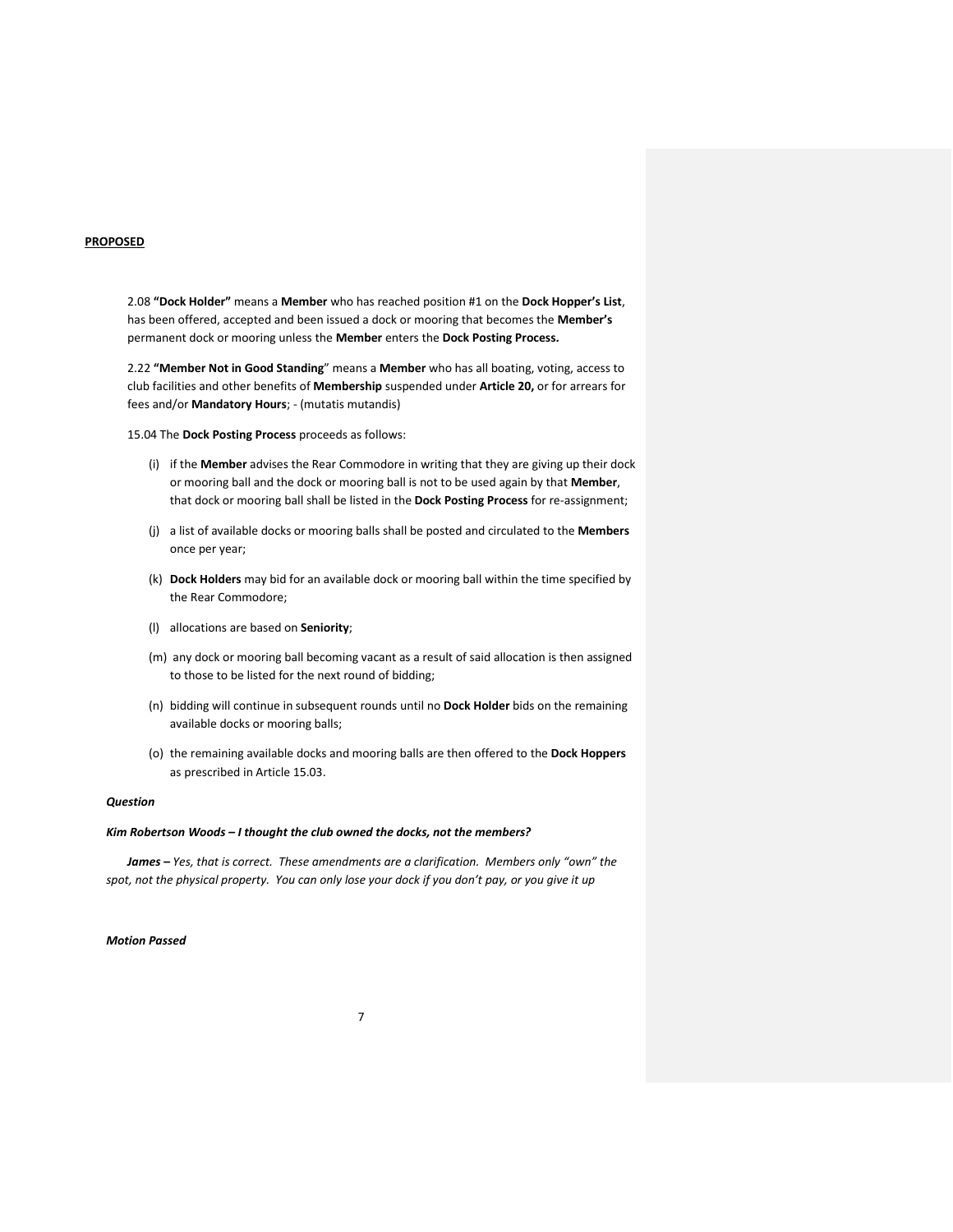**PROPOSED**

2.08 **"Dock Holder"** means a **Member** who has reached position #1 on the **Dock Hopper's List**, has been offered, accepted and been issued a dock or mooring that becomes the **Member's** permanent dock or mooring unless the **Member** enters the **Dock Posting Process.**

2.22 **"Member Not in Good Standing"** means a **Member** who has all boating, voting, access to club facilities and other benefits of **Membership** suspended under **Article 20,** or for arrears for fees and/or **Mandatory Hours**; - (mutatis mutandis)

15.04 The **Dock Posting Process** proceeds as follows:

(i) if the **Member** advises the Rear Commodore in writing that they are giving up their dock or mooring ball and the dock or mooring ball is not to be used again by that **Member**, that dock or mooring ball shall be listed in the **Dock Posting Process** for re-assignment;

(j) a list of available docks or mooring balls shall be posted and circulated to the **Members** once per year;

(k) **Dock Holders** may bid for an available dock or mooring ball within the time specified by the Rear Commodore;

(l) allocations are based on **Seniority**;

(m) any dock or mooring ball becoming vacant as a result of said allocation is then assigned to those to be listed for the next round of bidding;

(n) bidding will continue in subsequent rounds until no **Dock Holder** bids on the remaining available docks or mooring balls;

(o) the remaining available docks and mooring balls are then offered to the **Dock Hoppers** as prescribed in Article 15.03.

***Question***

***Kim Robertson Woods – I thought the club owned the docks, not the members?***

***James –*** *Yes, that is correct. These amendments are a clarification. Members only "own" the spot, not the physical property. You can only lose your dock if you don't pay, or you give it up*

***Motion Passed***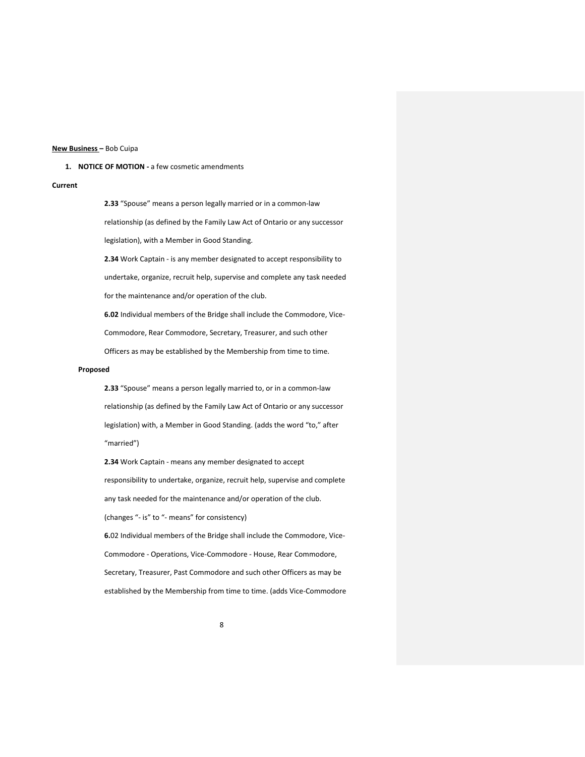**<u>New Business</u> –** Bob Cuipa

1. **NOTICE OF MOTION -** a few cosmetic amendments

**Current**

**2.33** "Spouse" means a person legally married or in a common-law relationship (as defined by the Family Law Act of Ontario or any successor legislation), with a Member in Good Standing.

**2.34** Work Captain - is any member designated to accept responsibility to undertake, organize, recruit help, supervise and complete any task needed for the maintenance and/or operation of the club.

**6.02** Individual members of the Bridge shall include the Commodore, Vice-Commodore, Rear Commodore, Secretary, Treasurer, and such other Officers as may be established by the Membership from time to time.

**Proposed**

**2.33** "Spouse" means a person legally married to, or in a common-law relationship (as defined by the Family Law Act of Ontario or any successor legislation) with, a Member in Good Standing. (adds the word "to," after "married")

**2.34** Work Captain - means any member designated to accept responsibility to undertake, organize, recruit help, supervise and complete any task needed for the maintenance and/or operation of the club. (changes "- is" to "- means" for consistency)

**6.**02 Individual members of the Bridge shall include the Commodore, Vice-Commodore - Operations, Vice-Commodore - House, Rear Commodore, Secretary, Treasurer, Past Commodore and such other Officers as may be established by the Membership from time to time. (adds Vice-Commodore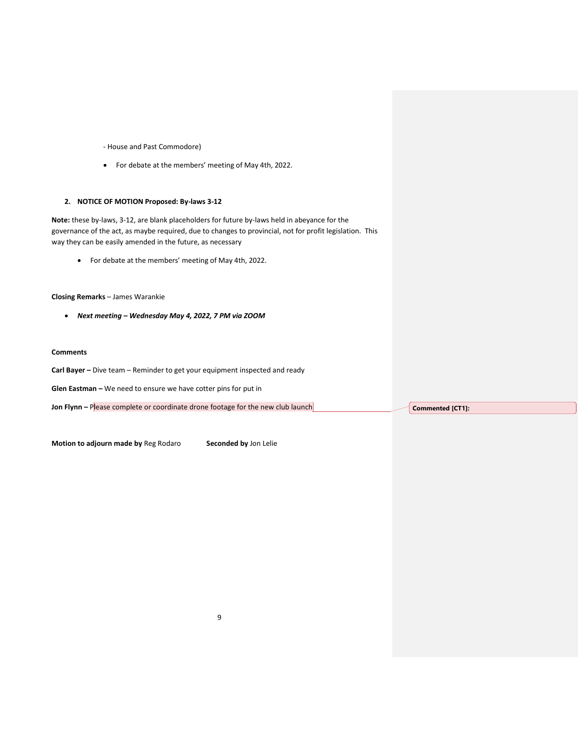- House and Past Commodore)

- For debate at the members' meeting of May 4th, 2022.

2. **NOTICE OF MOTION Proposed: By-laws 3-12**

**Note:** these by-laws, 3-12, are blank placeholders for future by-laws held in abeyance for the governance of the act, as maybe required, due to changes to provincial, not for profit legislation. This way they can be easily amended in the future, as necessary

- For debate at the members' meeting of May 4th, 2022.

**Closing Remarks** – James Warankie

- ***Next meeting – Wednesday May 4, 2022, 7 PM via ZOOM***

**Comments**

**Carl Bayer –** Dive team – Reminder to get your equipment inspected and ready

**Glen Eastman –** We need to ensure we have cotter pins for put in

**Jon Flynn –** Please complete or coordinate drone footage for the new club launch

**Commented [CT1]:**

**Motion to adjourn made by** Reg Rodaro **Seconded by** Jon Lelie